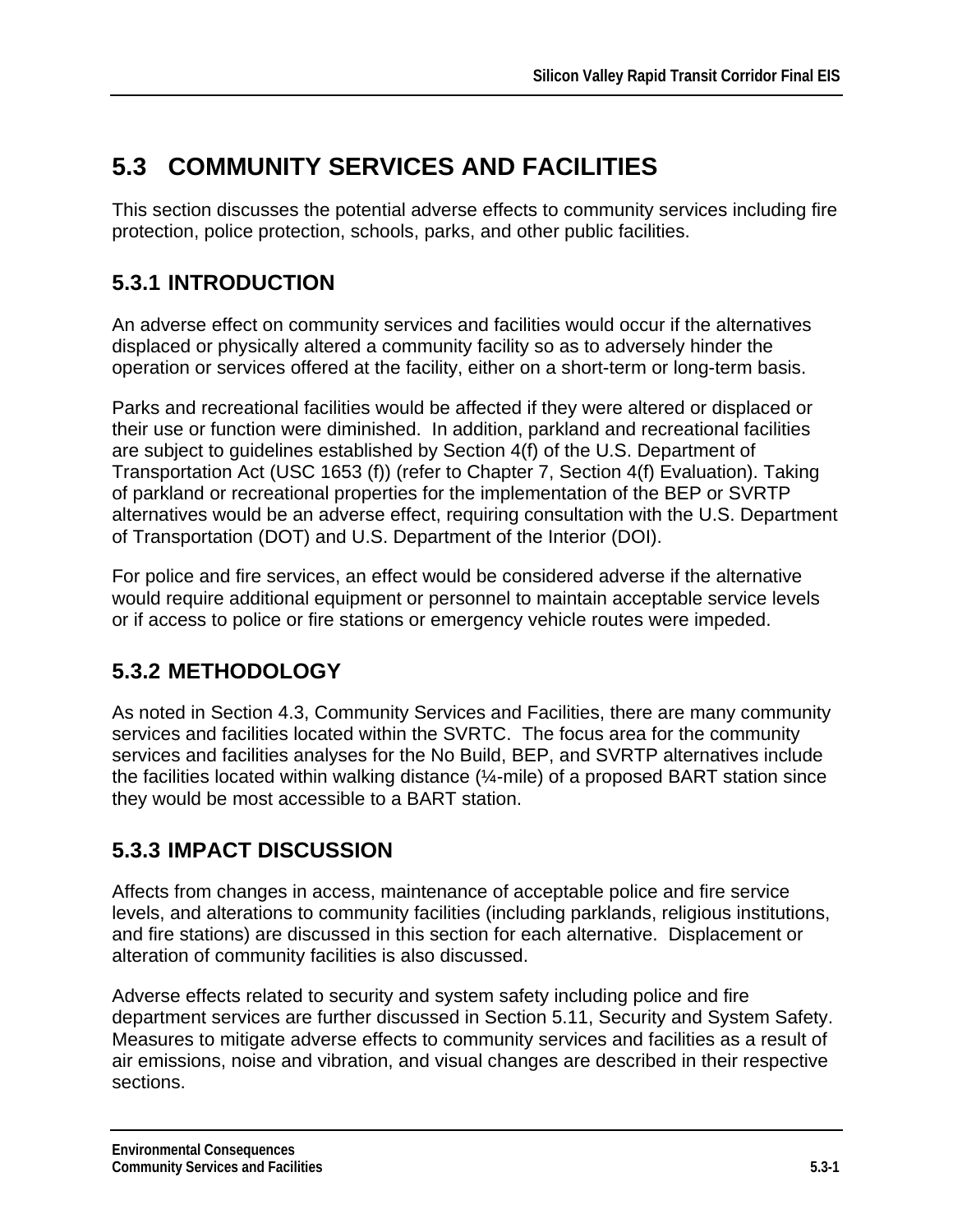# 5.3 COMMUNITY SERVICES AND FACILITIES

This section discusses the potential adverse effects to community services including fire protection, police protection, schools, parks, and other public facilities.

## 5.3.1 INTRODUCTION

An adverse effect on community services and facilities would occur if the alternatives displaced or physically altered a community facility so as to adversely hinder the operation or services offered at the facility, either on a short-term or long-term basis.

Parks and recreational facilities would be affected if they were altered or displaced or their use or function were diminished. In addition, parkland and recreational facilities are subject to guidelines established by Section 4(f) of the U.S. Department of Transportation Act (USC 1653 (f)) (refer to Chapter 7, Section 4(f) Evaluation). Taking of parkland or recreational properties for the implementation of the BEP or SVRTP alternatives would be an adverse effect, requiring consultation with the U.S. Department of Transportation (DOT) and U.S. Department of the Interior (DOI).

For police and fire services, an effect would be considered adverse if the alternative would require additional equipment or personnel to maintain acceptable service levels or if access to police or fire stations or emergency vehicle routes were impeded.

## 5.3.2 METHODOLOGY

As noted in Section 4.3, Community Services and Facilities, there are many community services and facilities located within the SVRTC. The focus area for the community services and facilities analyses for the No Build, BEP, and SVRTP alternatives include the facilities located within walking distance (¼-mile) of a proposed BART station since they would be most accessible to a BART station.

## 5.3.3 IMPACT DISCUSSION

Affects from changes in access, maintenance of acceptable police and fire service levels, and alterations to community facilities (including parklands, religious institutions, and fire stations) are discussed in this section for each alternative. Displacement or alteration of community facilities is also discussed.

Adverse effects related to security and system safety including police and fire department services are further discussed in Section 5.11, Security and System Safety. Measures to mitigate adverse effects to community services and facilities as a result of air emissions, noise and vibration, and visual changes are described in their respective sections.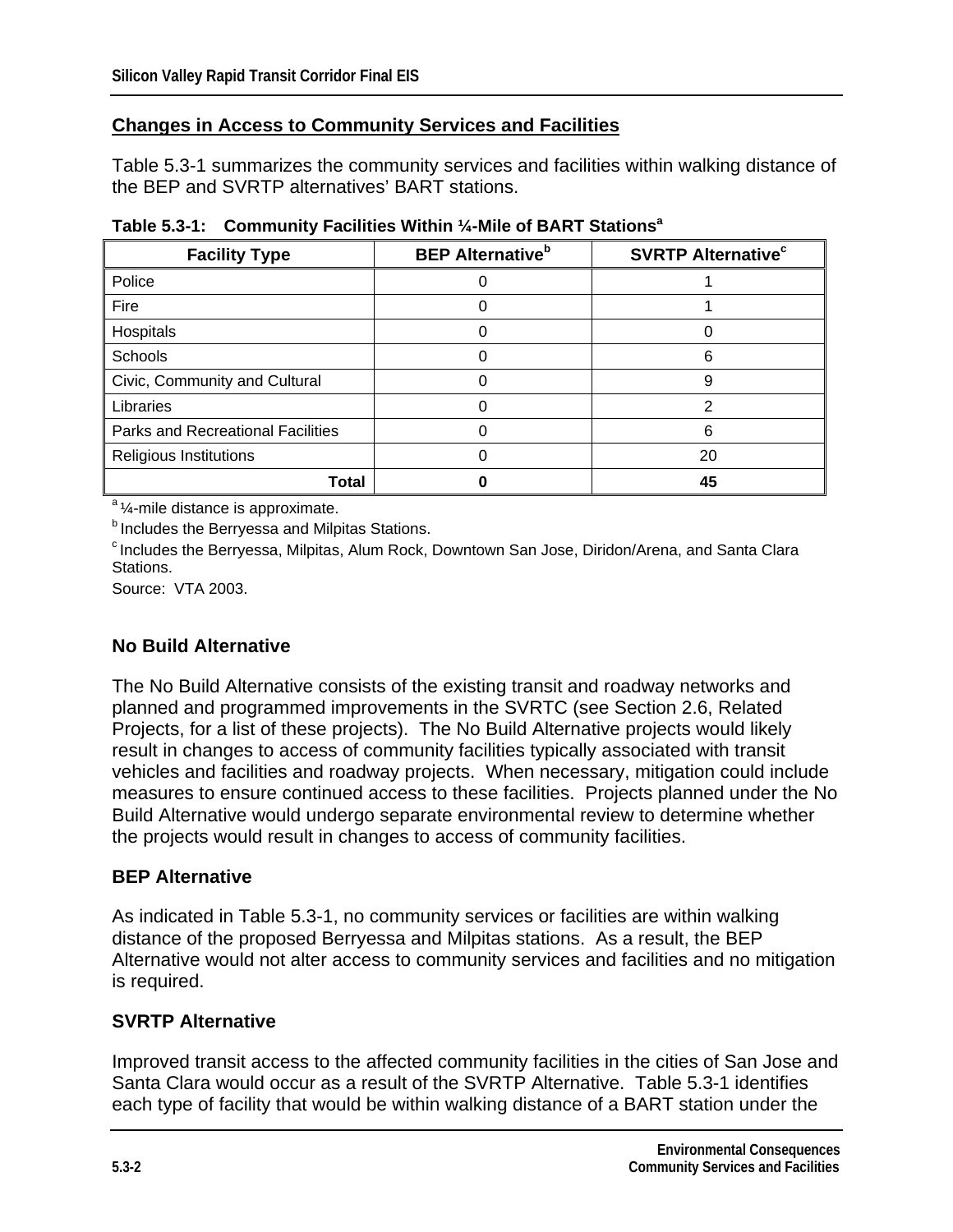## Changes in Access to Community Services and Facilities

Table 5.3-1 summarizes the community services and facilities within walking distance of the BEP and SVRTP alternatives' BART stations.

**Table 5.3-1: Community Facilities Within ¼-Mile of BART Stations[a]**

| Facility Type | BEP Alternative[b] | SVRTP Alternative[c] |
|---|---|---|
| Police | 0 | 1 |
| Fire | 0 | 1 |
| Hospitals | 0 | 0 |
| Schools | 0 | 6 |
| Civic, Community and Cultural | 0 | 9 |
| Libraries | 0 | 2 |
| Parks and Recreational Facilities | 0 | 6 |
| Religious Institutions | 0 | 20 |
| **Total** | **0** | **45** |

[a] ¼-mile distance is approximate.
[b] Includes the Berryessa and Milpitas Stations.
[c] Includes the Berryessa, Milpitas, Alum Rock, Downtown San Jose, Diridon/Arena, and Santa Clara Stations.
Source: VTA 2003.

### No Build Alternative

The No Build Alternative consists of the existing transit and roadway networks and planned and programmed improvements in the SVRTC (see Section 2.6, Related Projects, for a list of these projects). The No Build Alternative projects would likely result in changes to access of community facilities typically associated with transit vehicles and facilities and roadway projects. When necessary, mitigation could include measures to ensure continued access to these facilities. Projects planned under the No Build Alternative would undergo separate environmental review to determine whether the projects would result in changes to access of community facilities.

### BEP Alternative

As indicated in Table 5.3-1, no community services or facilities are within walking distance of the proposed Berryessa and Milpitas stations. As a result, the BEP Alternative would not alter access to community services and facilities and no mitigation is required.

### SVRTP Alternative

Improved transit access to the affected community facilities in the cities of San Jose and Santa Clara would occur as a result of the SVRTP Alternative. Table 5.3-1 identifies each type of facility that would be within walking distance of a BART station under the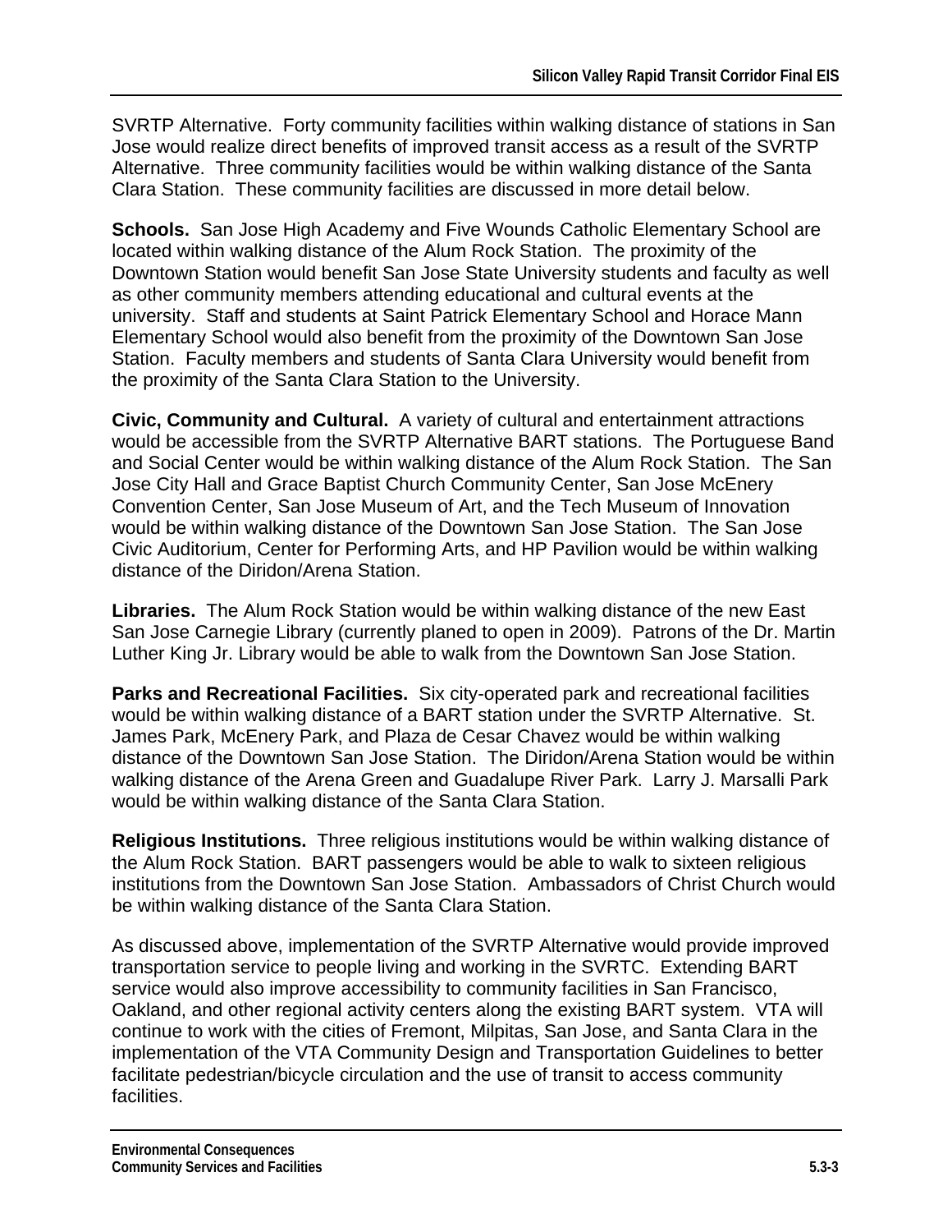SVRTP Alternative. Forty community facilities within walking distance of stations in San Jose would realize direct benefits of improved transit access as a result of the SVRTP Alternative. Three community facilities would be within walking distance of the Santa Clara Station. These community facilities are discussed in more detail below.

**Schools.** San Jose High Academy and Five Wounds Catholic Elementary School are located within walking distance of the Alum Rock Station. The proximity of the Downtown Station would benefit San Jose State University students and faculty as well as other community members attending educational and cultural events at the university. Staff and students at Saint Patrick Elementary School and Horace Mann Elementary School would also benefit from the proximity of the Downtown San Jose Station. Faculty members and students of Santa Clara University would benefit from the proximity of the Santa Clara Station to the University.

**Civic, Community and Cultural.** A variety of cultural and entertainment attractions would be accessible from the SVRTP Alternative BART stations. The Portuguese Band and Social Center would be within walking distance of the Alum Rock Station. The San Jose City Hall and Grace Baptist Church Community Center, San Jose McEnery Convention Center, San Jose Museum of Art, and the Tech Museum of Innovation would be within walking distance of the Downtown San Jose Station. The San Jose Civic Auditorium, Center for Performing Arts, and HP Pavilion would be within walking distance of the Diridon/Arena Station.

**Libraries.** The Alum Rock Station would be within walking distance of the new East San Jose Carnegie Library (currently planed to open in 2009). Patrons of the Dr. Martin Luther King Jr. Library would be able to walk from the Downtown San Jose Station.

**Parks and Recreational Facilities.** Six city-operated park and recreational facilities would be within walking distance of a BART station under the SVRTP Alternative. St. James Park, McEnery Park, and Plaza de Cesar Chavez would be within walking distance of the Downtown San Jose Station. The Diridon/Arena Station would be within walking distance of the Arena Green and Guadalupe River Park. Larry J. Marsalli Park would be within walking distance of the Santa Clara Station.

**Religious Institutions.** Three religious institutions would be within walking distance of the Alum Rock Station. BART passengers would be able to walk to sixteen religious institutions from the Downtown San Jose Station. Ambassadors of Christ Church would be within walking distance of the Santa Clara Station.

As discussed above, implementation of the SVRTP Alternative would provide improved transportation service to people living and working in the SVRTC. Extending BART service would also improve accessibility to community facilities in San Francisco, Oakland, and other regional activity centers along the existing BART system. VTA will continue to work with the cities of Fremont, Milpitas, San Jose, and Santa Clara in the implementation of the VTA Community Design and Transportation Guidelines to better facilitate pedestrian/bicycle circulation and the use of transit to access community facilities.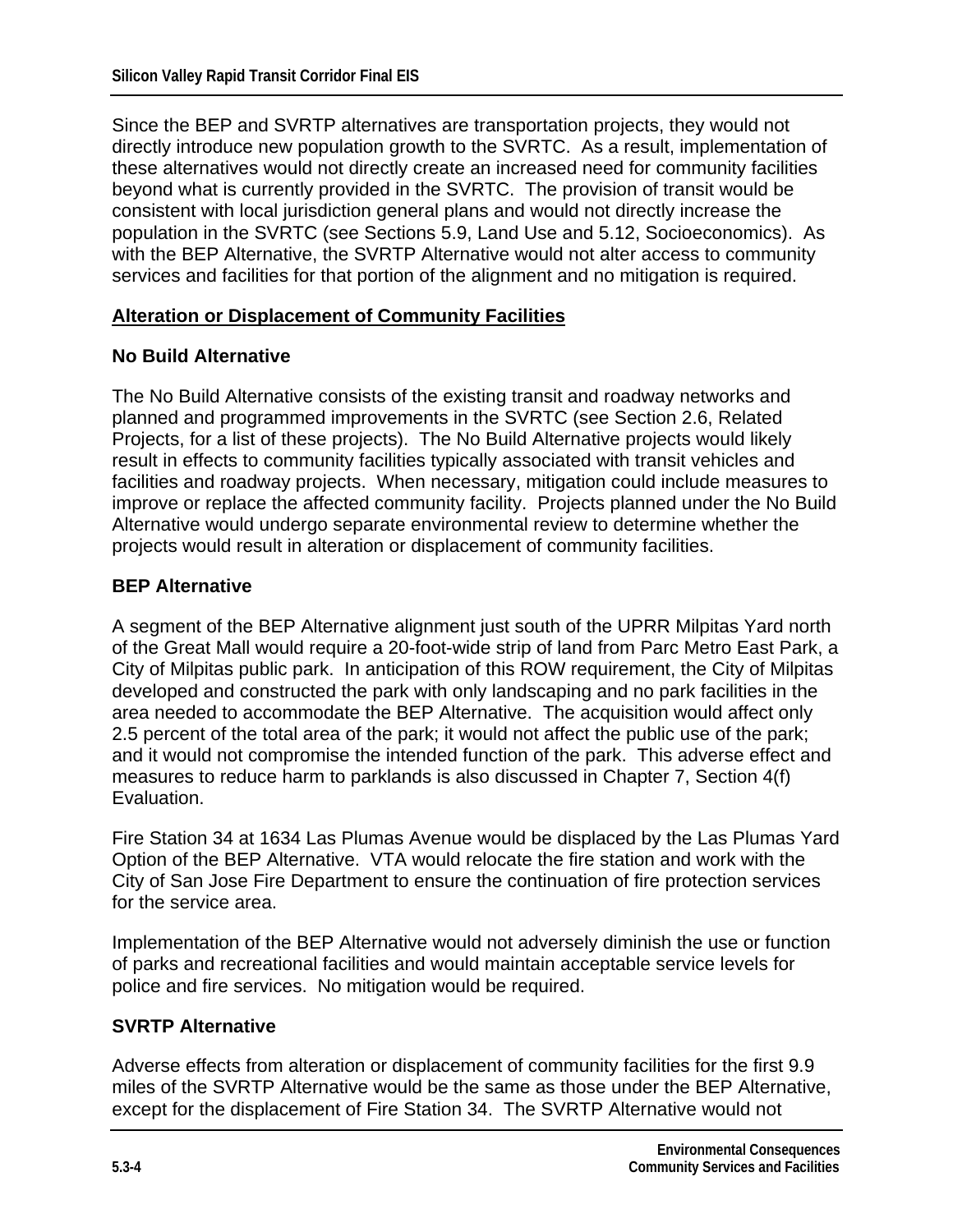Since the BEP and SVRTP alternatives are transportation projects, they would not directly introduce new population growth to the SVRTC. As a result, implementation of these alternatives would not directly create an increased need for community facilities beyond what is currently provided in the SVRTC. The provision of transit would be consistent with local jurisdiction general plans and would not directly increase the population in the SVRTC (see Sections 5.9, Land Use and 5.12, Socioeconomics). As with the BEP Alternative, the SVRTP Alternative would not alter access to community services and facilities for that portion of the alignment and no mitigation is required.

## Alteration or Displacement of Community Facilities

### No Build Alternative

The No Build Alternative consists of the existing transit and roadway networks and planned and programmed improvements in the SVRTC (see Section 2.6, Related Projects, for a list of these projects). The No Build Alternative projects would likely result in effects to community facilities typically associated with transit vehicles and facilities and roadway projects. When necessary, mitigation could include measures to improve or replace the affected community facility. Projects planned under the No Build Alternative would undergo separate environmental review to determine whether the projects would result in alteration or displacement of community facilities.

### BEP Alternative

A segment of the BEP Alternative alignment just south of the UPRR Milpitas Yard north of the Great Mall would require a 20-foot-wide strip of land from Parc Metro East Park, a City of Milpitas public park. In anticipation of this ROW requirement, the City of Milpitas developed and constructed the park with only landscaping and no park facilities in the area needed to accommodate the BEP Alternative. The acquisition would affect only 2.5 percent of the total area of the park; it would not affect the public use of the park; and it would not compromise the intended function of the park. This adverse effect and measures to reduce harm to parklands is also discussed in Chapter 7, Section 4(f) Evaluation.

Fire Station 34 at 1634 Las Plumas Avenue would be displaced by the Las Plumas Yard Option of the BEP Alternative. VTA would relocate the fire station and work with the City of San Jose Fire Department to ensure the continuation of fire protection services for the service area.

Implementation of the BEP Alternative would not adversely diminish the use or function of parks and recreational facilities and would maintain acceptable service levels for police and fire services. No mitigation would be required.

### SVRTP Alternative

Adverse effects from alteration or displacement of community facilities for the first 9.9 miles of the SVRTP Alternative would be the same as those under the BEP Alternative, except for the displacement of Fire Station 34. The SVRTP Alternative would not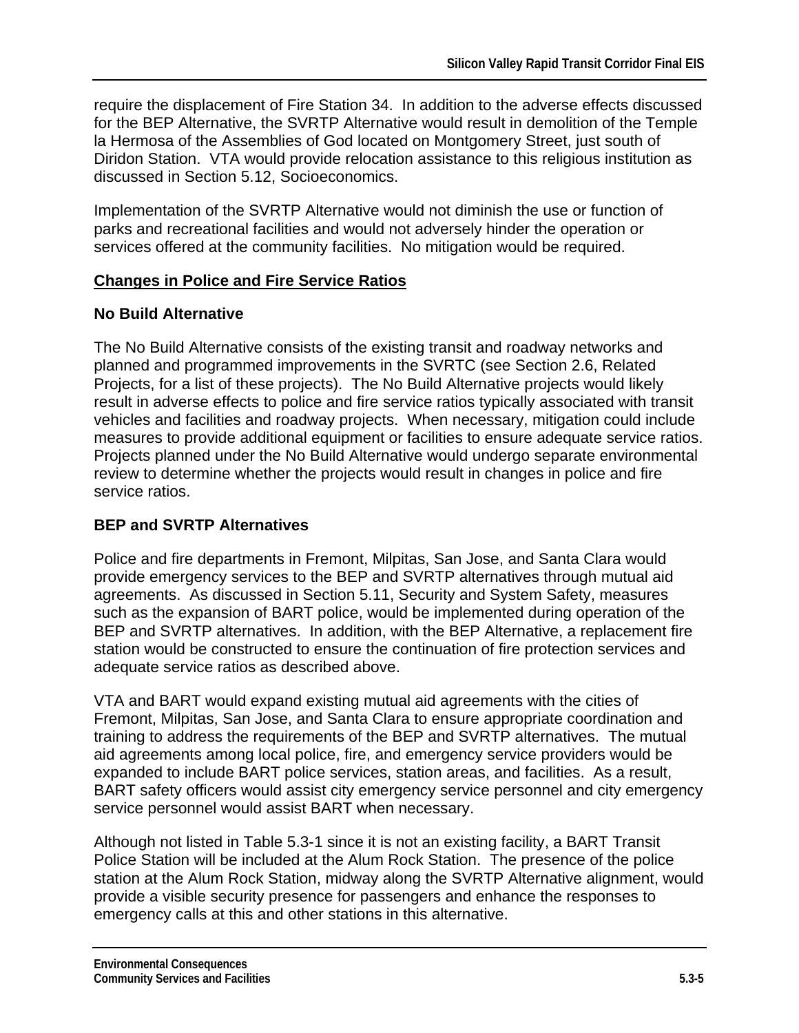require the displacement of Fire Station 34. In addition to the adverse effects discussed for the BEP Alternative, the SVRTP Alternative would result in demolition of the Temple la Hermosa of the Assemblies of God located on Montgomery Street, just south of Diridon Station. VTA would provide relocation assistance to this religious institution as discussed in Section 5.12, Socioeconomics.

Implementation of the SVRTP Alternative would not diminish the use or function of parks and recreational facilities and would not adversely hinder the operation or services offered at the community facilities. No mitigation would be required.

## Changes in Police and Fire Service Ratios

### No Build Alternative

The No Build Alternative consists of the existing transit and roadway networks and planned and programmed improvements in the SVRTC (see Section 2.6, Related Projects, for a list of these projects). The No Build Alternative projects would likely result in adverse effects to police and fire service ratios typically associated with transit vehicles and facilities and roadway projects. When necessary, mitigation could include measures to provide additional equipment or facilities to ensure adequate service ratios. Projects planned under the No Build Alternative would undergo separate environmental review to determine whether the projects would result in changes in police and fire service ratios.

### BEP and SVRTP Alternatives

Police and fire departments in Fremont, Milpitas, San Jose, and Santa Clara would provide emergency services to the BEP and SVRTP alternatives through mutual aid agreements. As discussed in Section 5.11, Security and System Safety, measures such as the expansion of BART police, would be implemented during operation of the BEP and SVRTP alternatives. In addition, with the BEP Alternative, a replacement fire station would be constructed to ensure the continuation of fire protection services and adequate service ratios as described above.

VTA and BART would expand existing mutual aid agreements with the cities of Fremont, Milpitas, San Jose, and Santa Clara to ensure appropriate coordination and training to address the requirements of the BEP and SVRTP alternatives. The mutual aid agreements among local police, fire, and emergency service providers would be expanded to include BART police services, station areas, and facilities. As a result, BART safety officers would assist city emergency service personnel and city emergency service personnel would assist BART when necessary.

Although not listed in Table 5.3-1 since it is not an existing facility, a BART Transit Police Station will be included at the Alum Rock Station. The presence of the police station at the Alum Rock Station, midway along the SVRTP Alternative alignment, would provide a visible security presence for passengers and enhance the responses to emergency calls at this and other stations in this alternative.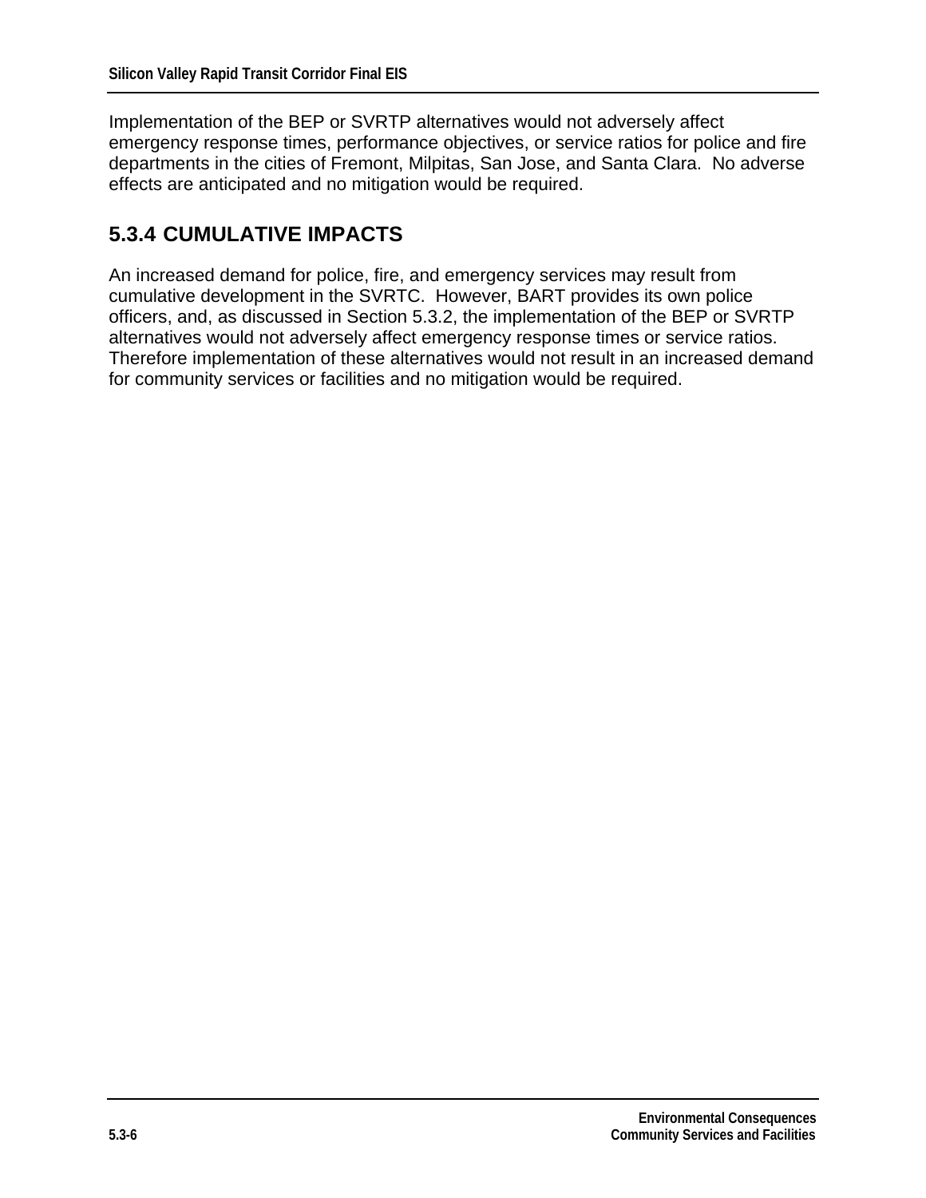Implementation of the BEP or SVRTP alternatives would not adversely affect emergency response times, performance objectives, or service ratios for police and fire departments in the cities of Fremont, Milpitas, San Jose, and Santa Clara. No adverse effects are anticipated and no mitigation would be required.

## 5.3.4 CUMULATIVE IMPACTS

An increased demand for police, fire, and emergency services may result from cumulative development in the SVRTC. However, BART provides its own police officers, and, as discussed in Section 5.3.2, the implementation of the BEP or SVRTP alternatives would not adversely affect emergency response times or service ratios. Therefore implementation of these alternatives would not result in an increased demand for community services or facilities and no mitigation would be required.